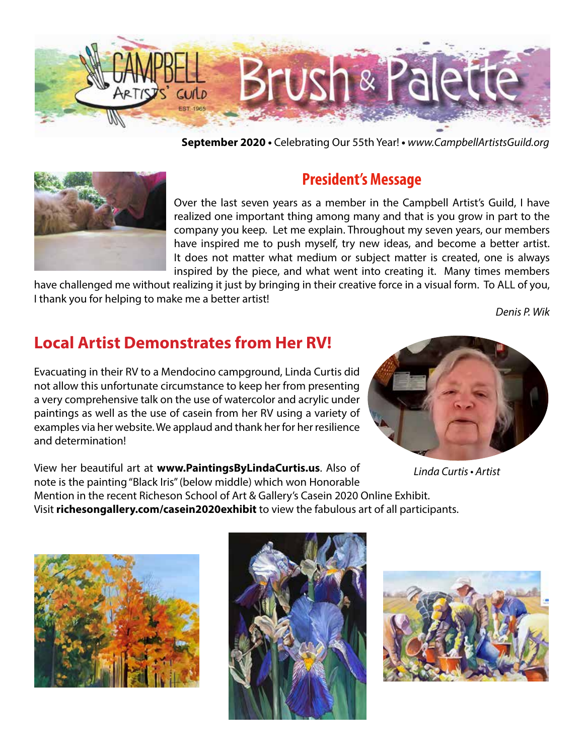# Campbell Artists' Guild — Brush & Palette

EST. 1965

**September 2020** • Celebrating Our 55th Year! • *www.CampbellArtistsGuild.org*

## President's Message

Over the last seven years as a member in the Campbell Artist's Guild, I have realized one important thing among many and that is you grow in part to the company you keep. Let me explain. Throughout my seven years, our members have inspired me to push myself, try new ideas, and become a better artist. It does not matter what medium or subject matter is created, one is always inspired by the piece, and what went into creating it. Many times members have challenged me without realizing it just by bringing in their creative force in a visual form. To ALL of you, I thank you for helping to make me a better artist!

*Denis P. Wik*

## Local Artist Demonstrates from Her RV!

Evacuating in their RV to a Mendocino campground, Linda Curtis did not allow this unfortunate circumstance to keep her from presenting a very comprehensive talk on the use of watercolor and acrylic under paintings as well as the use of casein from her RV using a variety of examples via her website. We applaud and thank her for her resilience and determination!

*Linda Curtis • Artist*

View her beautiful art at **www.PaintingsByLindaCurtis.us**. Also of note is the painting "Black Iris" (below middle) which won Honorable Mention in the recent Richeson School of Art & Gallery's Casein 2020 Online Exhibit. Visit **richesongallery.com/casein2020exhibit** to view the fabulous art of all participants.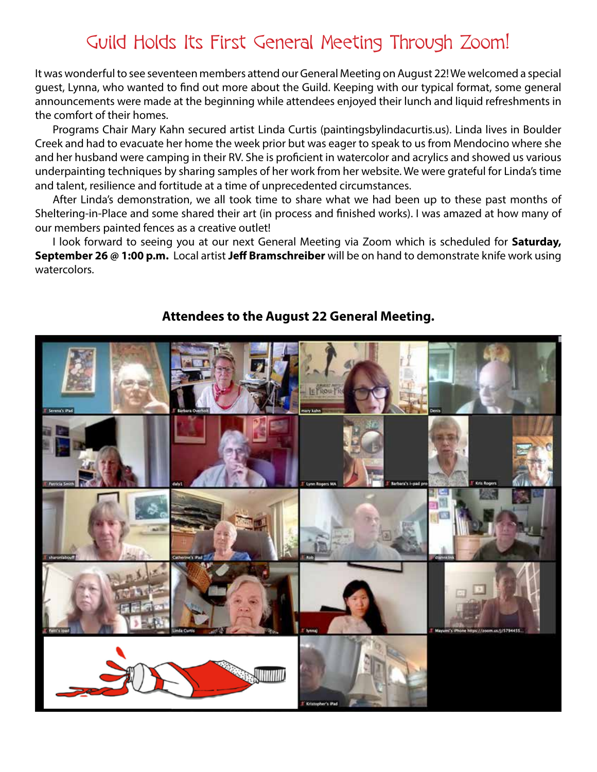# Guild Holds Its First General Meeting Through Zoom!

It was wonderful to see seventeen members attend our General Meeting on August 22! We welcomed a special guest, Lynna, who wanted to find out more about the Guild. Keeping with our typical format, some general announcements were made at the beginning while attendees enjoyed their lunch and liquid refreshments in the comfort of their homes.

Programs Chair Mary Kahn secured artist Linda Curtis (paintingsbylindacurtis.us). Linda lives in Boulder Creek and had to evacuate her home the week prior but was eager to speak to us from Mendocino where she and her husband were camping in their RV. She is proficient in watercolor and acrylics and showed us various underpainting techniques by sharing samples of her work from her website. We were grateful for Linda's time and talent, resilience and fortitude at a time of unprecedented circumstances.

After Linda's demonstration, we all took time to share what we had been up to these past months of Sheltering-in-Place and some shared their art (in process and finished works). I was amazed at how many of our members painted fences as a creative outlet!

I look forward to seeing you at our next General Meeting via Zoom which is scheduled for **Saturday, September 26 @ 1:00 p.m.** Local artist **Jeff Bramschreiber** will be on hand to demonstrate knife work using watercolors.

**Attendees to the August 22 General Meeting.**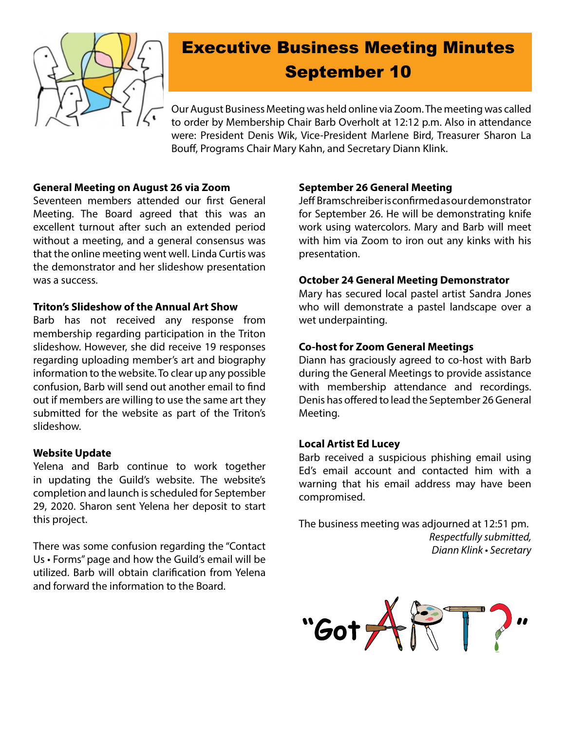# Executive Business Meeting Minutes September 10

Our August Business Meeting was held online via Zoom. The meeting was called to order by Membership Chair Barb Overholt at 12:12 p.m. Also in attendance were: President Denis Wik, Vice-President Marlene Bird, Treasurer Sharon La Bouff, Programs Chair Mary Kahn, and Secretary Diann Klink.

**General Meeting on August 26 via Zoom**

Seventeen members attended our first General Meeting. The Board agreed that this was an excellent turnout after such an extended period without a meeting, and a general consensus was that the online meeting went well. Linda Curtis was the demonstrator and her slideshow presentation was a success.

**Triton's Slideshow of the Annual Art Show**

Barb has not received any response from membership regarding participation in the Triton slideshow. However, she did receive 19 responses regarding uploading member's art and biography information to the website. To clear up any possible confusion, Barb will send out another email to find out if members are willing to use the same art they submitted for the website as part of the Triton's slideshow.

**Website Update**

Yelena and Barb continue to work together in updating the Guild's website. The website's completion and launch is scheduled for September 29, 2020. Sharon sent Yelena her deposit to start this project.

There was some confusion regarding the "Contact Us • Forms" page and how the Guild's email will be utilized. Barb will obtain clarification from Yelena and forward the information to the Board.

**September 26 General Meeting**

Jeff Bramschreiber is confirmed as our demonstrator for September 26. He will be demonstrating knife work using watercolors. Mary and Barb will meet with him via Zoom to iron out any kinks with his presentation.

**October 24 General Meeting Demonstrator**

Mary has secured local pastel artist Sandra Jones who will demonstrate a pastel landscape over a wet underpainting.

**Co-host for Zoom General Meetings**

Diann has graciously agreed to co-host with Barb during the General Meetings to provide assistance with membership attendance and recordings. Denis has offered to lead the September 26 General Meeting.

**Local Artist Ed Lucey**

Barb received a suspicious phishing email using Ed's email account and contacted him with a warning that his email address may have been compromised.

The business meeting was adjourned at 12:51 pm.

*Respectfully submitted,*
*Diann Klink • Secretary*

"Got ART?"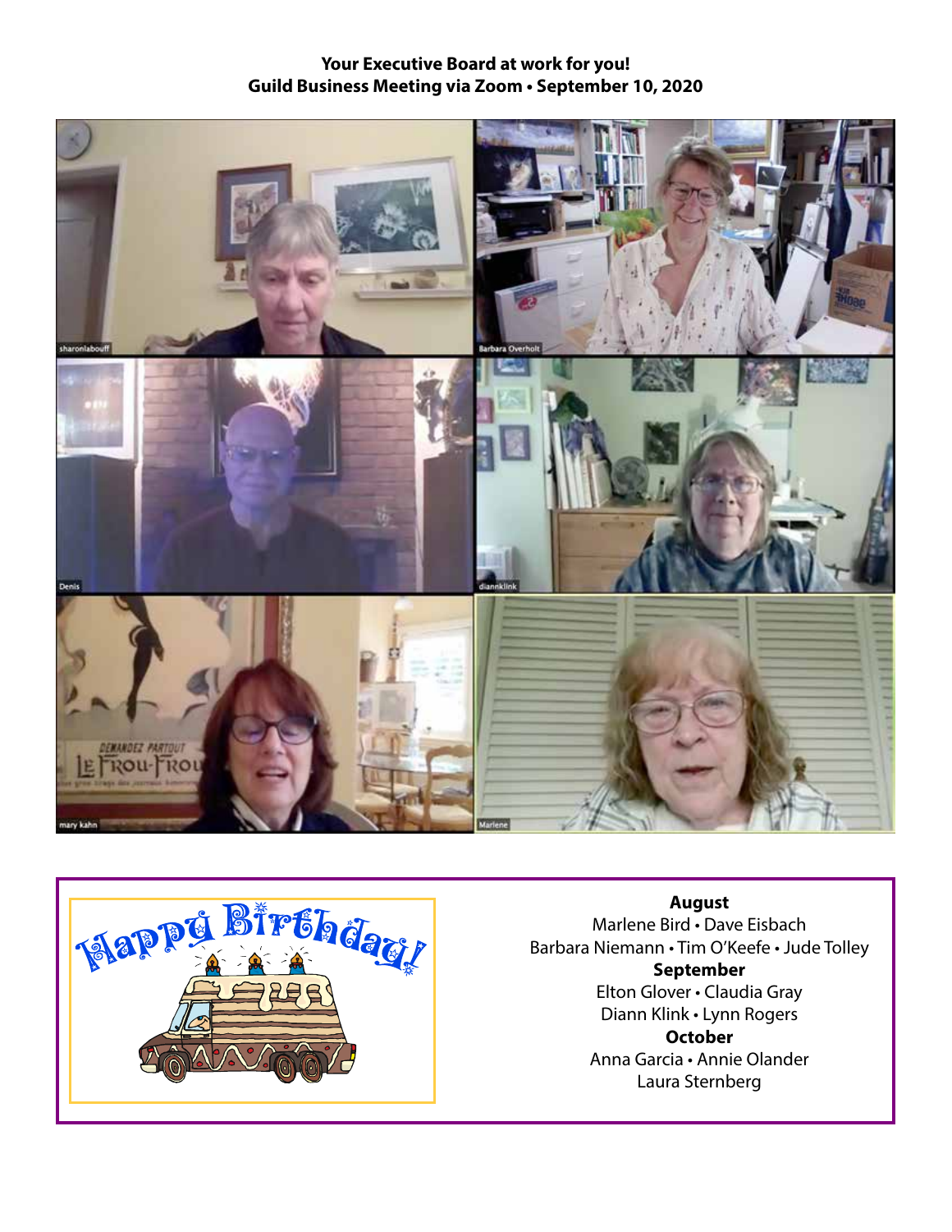**Your Executive Board at work for you!**
**Guild Business Meeting via Zoom • September 10, 2020**

**August**
Marlene Bird • Dave Eisbach
Barbara Niemann • Tim O'Keefe • Jude Tolley

**September**
Elton Glover • Claudia Gray
Diann Klink • Lynn Rogers

**October**
Anna Garcia • Annie Olander
Laura Sternberg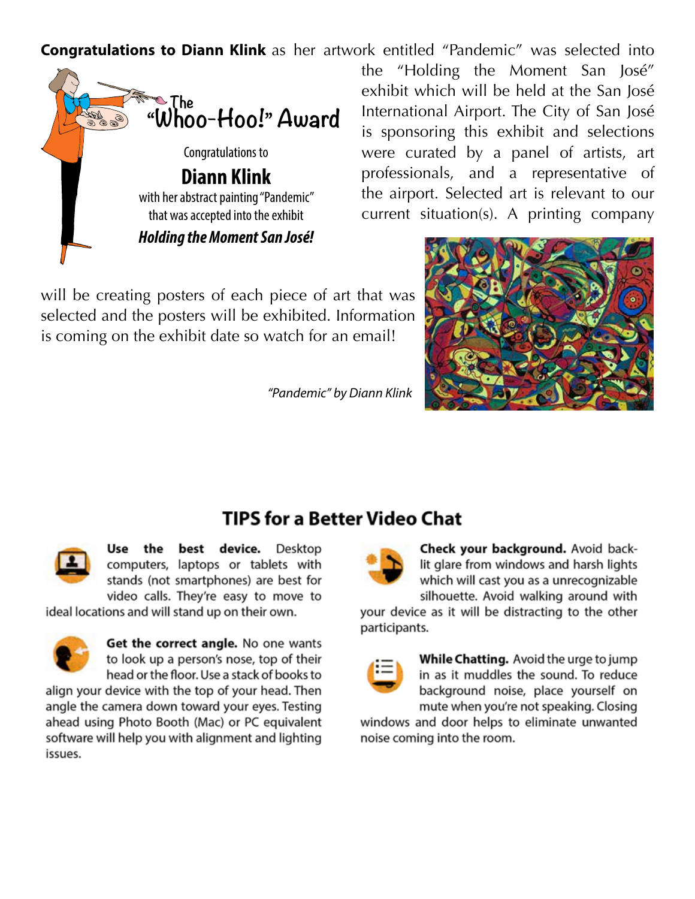**Congratulations to Diann Klink** as her artwork entitled "Pandemic" was selected into the "Holding the Moment San José" exhibit which will be held at the San José International Airport. The City of San José is sponsoring this exhibit and selections were curated by a panel of artists, art professionals, and a representative of the airport. Selected art is relevant to our current situation(s). A printing company will be creating posters of each piece of art that was selected and the posters will be exhibited. Information is coming on the exhibit date so watch for an email!

The "Whoo-Hoo!" Award

Congratulations to

**Diann Klink**

with her abstract painting "Pandemic" that was accepted into the exhibit

***Holding the Moment San José!***

*"Pandemic" by Diann Klink*

## TIPS for a Better Video Chat

**Use the best device.** Desktop computers, laptops or tablets with stands (not smartphones) are best for video calls. They're easy to move to ideal locations and will stand up on their own.

**Get the correct angle.** No one wants to look up a person's nose, top of their head or the floor. Use a stack of books to align your device with the top of your head. Then angle the camera down toward your eyes. Testing ahead using Photo Booth (Mac) or PC equivalent software will help you with alignment and lighting issues.

**Check your background.** Avoid back-lit glare from windows and harsh lights which will cast you as a unrecognizable silhouette. Avoid walking around with your device as it will be distracting to the other participants.

**While Chatting.** Avoid the urge to jump in as it muddles the sound. To reduce background noise, place yourself on mute when you're not speaking. Closing windows and door helps to eliminate unwanted noise coming into the room.